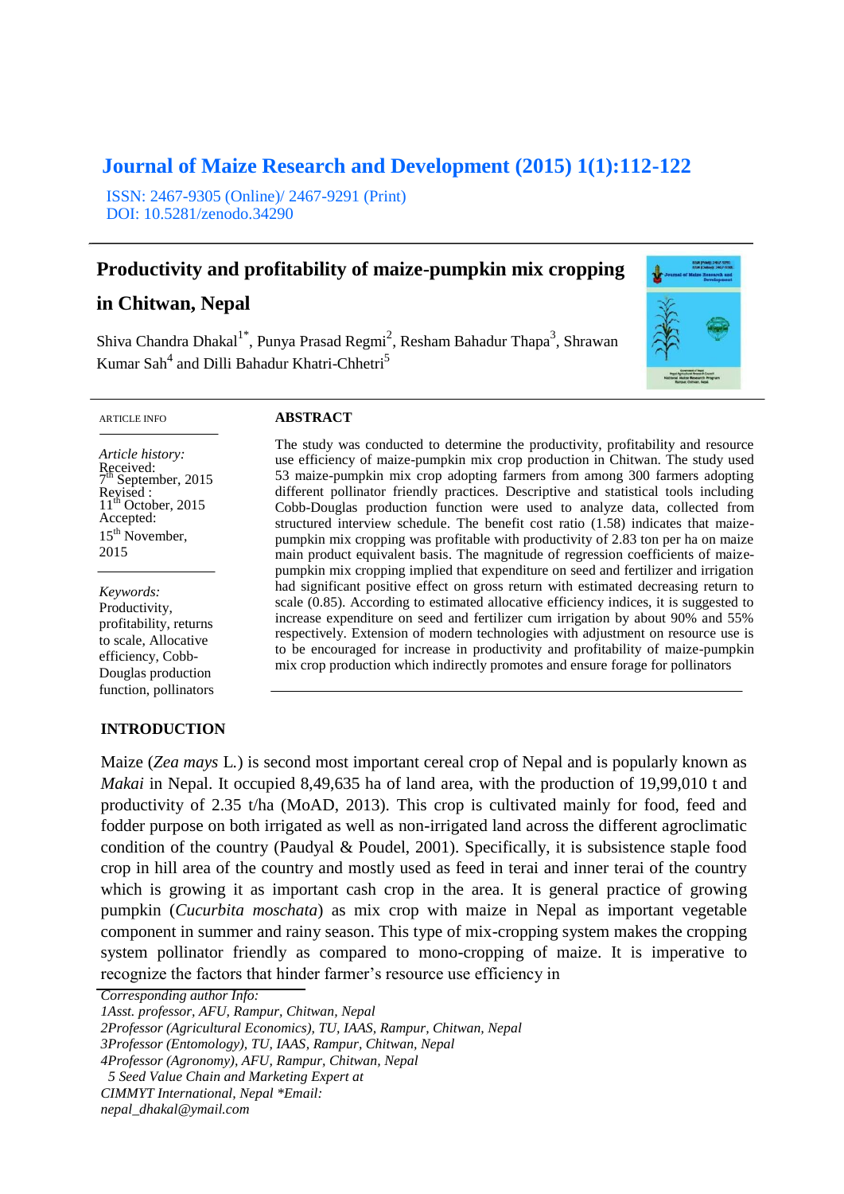Journal of Maize Research and Development (2015) 1(1):112-122

ISSN: 2467-9305 (Online)/ 2467-9291 (Print)
DOI: 10.5281/zenodo.34290

# Productivity and profitability of maize-pumpkin mix cropping in Chitwan, Nepal

Shiva Chandra Dhakal[1*], Punya Prasad Regmi[2], Resham Bahadur Thapa[3], Shrawan Kumar Sah[4] and Dilli Bahadur Khatri-Chhetri[5]

ARTICLE INFO

*Article history:*
Received: 7th September, 2015
Revised : 11th October, 2015
Accepted: 15th November, 2015

*Keywords:*
Productivity, profitability, returns to scale, Allocative efficiency, Cobb-Douglas production function, pollinators

## ABSTRACT

The study was conducted to determine the productivity, profitability and resource use efficiency of maize-pumpkin mix crop production in Chitwan. The study used 53 maize-pumpkin mix crop adopting farmers from among 300 farmers adopting different pollinator friendly practices. Descriptive and statistical tools including Cobb-Douglas production function were used to analyze data, collected from structured interview schedule. The benefit cost ratio (1.58) indicates that maize-pumpkin mix cropping was profitable with productivity of 2.83 ton per ha on maize main product equivalent basis. The magnitude of regression coefficients of maize-pumpkin mix cropping implied that expenditure on seed and fertilizer and irrigation had significant positive effect on gross return with estimated decreasing return to scale (0.85). According to estimated allocative efficiency indices, it is suggested to increase expenditure on seed and fertilizer cum irrigation by about 90% and 55% respectively. Extension of modern technologies with adjustment on resource use is to be encouraged for increase in productivity and profitability of maize-pumpkin mix crop production which indirectly promotes and ensure forage for pollinators

## INTRODUCTION

Maize (*Zea mays* L.) is second most important cereal crop of Nepal and is popularly known as *Makai* in Nepal. It occupied 8,49,635 ha of land area, with the production of 19,99,010 t and productivity of 2.35 t/ha (MoAD, 2013). This crop is cultivated mainly for food, feed and fodder purpose on both irrigated as well as non-irrigated land across the different agroclimatic condition of the country (Paudyal & Poudel, 2001). Specifically, it is subsistence staple food crop in hill area of the country and mostly used as feed in terai and inner terai of the country which is growing it as important cash crop in the area. It is general practice of growing pumpkin (*Cucurbita moschata*) as mix crop with maize in Nepal as important vegetable component in summer and rainy season. This type of mix-cropping system makes the cropping system pollinator friendly as compared to mono-cropping of maize. It is imperative to recognize the factors that hinder farmer's resource use efficiency in

*Corresponding author Info:*
*1Asst. professor, AFU, Rampur, Chitwan, Nepal*
*2Professor (Agricultural Economics), TU, IAAS, Rampur, Chitwan, Nepal*
*3Professor (Entomology), TU, IAAS, Rampur, Chitwan, Nepal*
*4Professor (Agronomy), AFU, Rampur, Chitwan, Nepal*
*5 Seed Value Chain and Marketing Expert at CIMMYT International, Nepal \*Email: nepal_dhakal@ymail.com*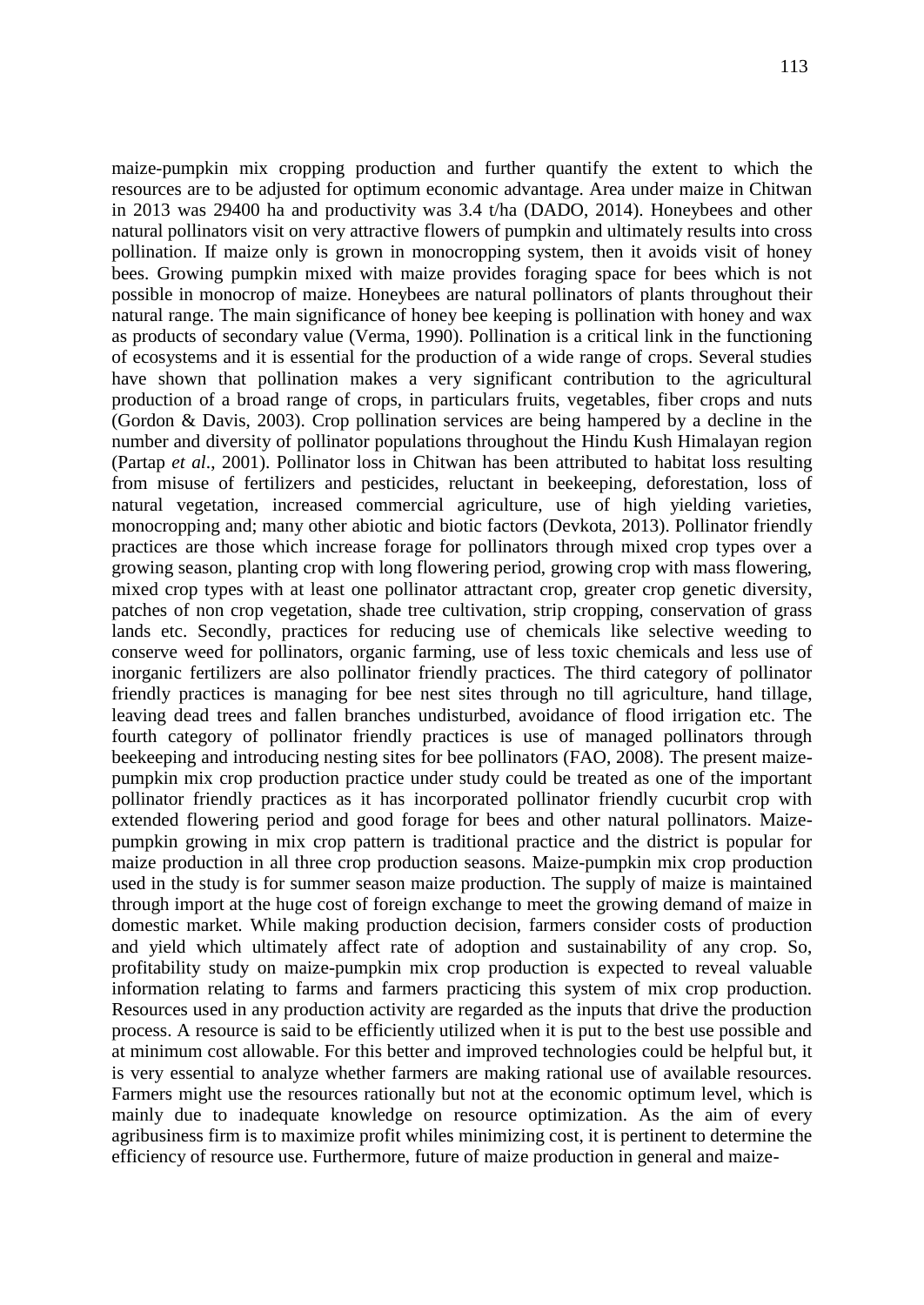maize-pumpkin mix cropping production and further quantify the extent to which the resources are to be adjusted for optimum economic advantage. Area under maize in Chitwan in 2013 was 29400 ha and productivity was 3.4 t/ha (DADO, 2014). Honeybees and other natural pollinators visit on very attractive flowers of pumpkin and ultimately results into cross pollination. If maize only is grown in monocropping system, then it avoids visit of honey bees. Growing pumpkin mixed with maize provides foraging space for bees which is not possible in monocrop of maize. Honeybees are natural pollinators of plants throughout their natural range. The main significance of honey bee keeping is pollination with honey and wax as products of secondary value (Verma, 1990). Pollination is a critical link in the functioning of ecosystems and it is essential for the production of a wide range of crops. Several studies have shown that pollination makes a very significant contribution to the agricultural production of a broad range of crops, in particulars fruits, vegetables, fiber crops and nuts (Gordon & Davis, 2003). Crop pollination services are being hampered by a decline in the number and diversity of pollinator populations throughout the Hindu Kush Himalayan region (Partap *et al*., 2001). Pollinator loss in Chitwan has been attributed to habitat loss resulting from misuse of fertilizers and pesticides, reluctant in beekeeping, deforestation, loss of natural vegetation, increased commercial agriculture, use of high yielding varieties, monocropping and; many other abiotic and biotic factors (Devkota, 2013). Pollinator friendly practices are those which increase forage for pollinators through mixed crop types over a growing season, planting crop with long flowering period, growing crop with mass flowering, mixed crop types with at least one pollinator attractant crop, greater crop genetic diversity, patches of non crop vegetation, shade tree cultivation, strip cropping, conservation of grass lands etc. Secondly, practices for reducing use of chemicals like selective weeding to conserve weed for pollinators, organic farming, use of less toxic chemicals and less use of inorganic fertilizers are also pollinator friendly practices. The third category of pollinator friendly practices is managing for bee nest sites through no till agriculture, hand tillage, leaving dead trees and fallen branches undisturbed, avoidance of flood irrigation etc. The fourth category of pollinator friendly practices is use of managed pollinators through beekeeping and introducing nesting sites for bee pollinators (FAO, 2008). The present maize-pumpkin mix crop production practice under study could be treated as one of the important pollinator friendly practices as it has incorporated pollinator friendly cucurbit crop with extended flowering period and good forage for bees and other natural pollinators. Maize-pumpkin growing in mix crop pattern is traditional practice and the district is popular for maize production in all three crop production seasons. Maize-pumpkin mix crop production used in the study is for summer season maize production. The supply of maize is maintained through import at the huge cost of foreign exchange to meet the growing demand of maize in domestic market. While making production decision, farmers consider costs of production and yield which ultimately affect rate of adoption and sustainability of any crop. So, profitability study on maize-pumpkin mix crop production is expected to reveal valuable information relating to farms and farmers practicing this system of mix crop production. Resources used in any production activity are regarded as the inputs that drive the production process. A resource is said to be efficiently utilized when it is put to the best use possible and at minimum cost allowable. For this better and improved technologies could be helpful but, it is very essential to analyze whether farmers are making rational use of available resources. Farmers might use the resources rationally but not at the economic optimum level, which is mainly due to inadequate knowledge on resource optimization. As the aim of every agribusiness firm is to maximize profit whiles minimizing cost, it is pertinent to determine the efficiency of resource use. Furthermore, future of maize production in general and maize-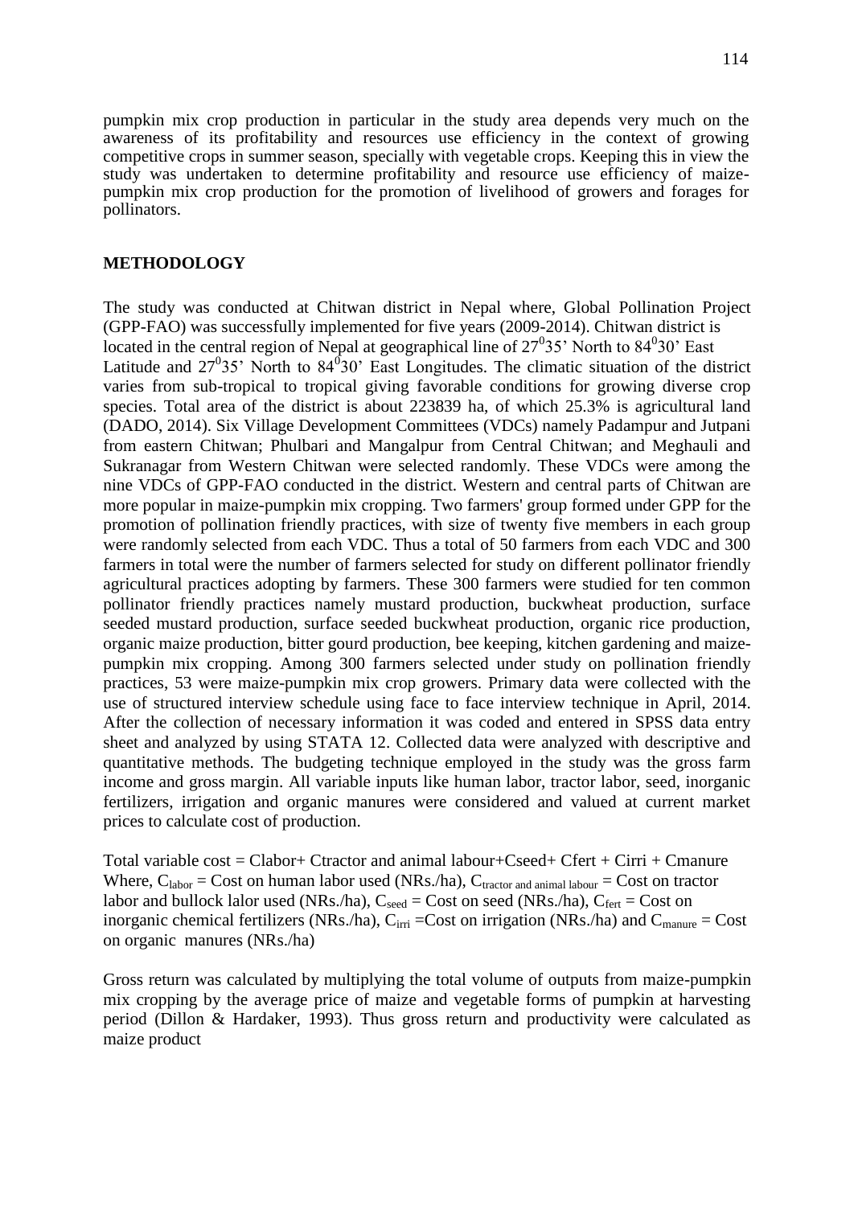pumpkin mix crop production in particular in the study area depends very much on the awareness of its profitability and resources use efficiency in the context of growing competitive crops in summer season, specially with vegetable crops. Keeping this in view the study was undertaken to determine profitability and resource use efficiency of maize-pumpkin mix crop production for the promotion of livelihood of growers and forages for pollinators.

## METHODOLOGY

The study was conducted at Chitwan district in Nepal where, Global Pollination Project (GPP-FAO) was successfully implemented for five years (2009-2014). Chitwan district is located in the central region of Nepal at geographical line of $27^0 35'$ North to $84^0 30'$ East Latitude and $27^0 35'$ North to $84^0 30'$ East Longitudes. The climatic situation of the district varies from sub-tropical to tropical giving favorable conditions for growing diverse crop species. Total area of the district is about 223839 ha, of which 25.3% is agricultural land (DADO, 2014). Six Village Development Committees (VDCs) namely Padampur and Jutpani from eastern Chitwan; Phulbari and Mangalpur from Central Chitwan; and Meghauli and Sukranagar from Western Chitwan were selected randomly. These VDCs were among the nine VDCs of GPP-FAO conducted in the district. Western and central parts of Chitwan are more popular in maize-pumpkin mix cropping. Two farmers' group formed under GPP for the promotion of pollination friendly practices, with size of twenty five members in each group were randomly selected from each VDC. Thus a total of 50 farmers from each VDC and 300 farmers in total were the number of farmers selected for study on different pollinator friendly agricultural practices adopting by farmers. These 300 farmers were studied for ten common pollinator friendly practices namely mustard production, buckwheat production, surface seeded mustard production, surface seeded buckwheat production, organic rice production, organic maize production, bitter gourd production, bee keeping, kitchen gardening and maize-pumpkin mix cropping. Among 300 farmers selected under study on pollination friendly practices, 53 were maize-pumpkin mix crop growers. Primary data were collected with the use of structured interview schedule using face to face interview technique in April, 2014. After the collection of necessary information it was coded and entered in SPSS data entry sheet and analyzed by using STATA 12. Collected data were analyzed with descriptive and quantitative methods. The budgeting technique employed in the study was the gross farm income and gross margin. All variable inputs like human labor, tractor labor, seed, inorganic fertilizers, irrigation and organic manures were considered and valued at current market prices to calculate cost of production.

Total variable cost = Clabor+ Ctractor and animal labour+Cseed+ Cfert + Cirri + Cmanure
Where, $C_{labor}$ = Cost on human labor used (NRs./ha), $C_{tractor\ and\ animal\ labour}$ = Cost on tractor labor and bullock lalor used (NRs./ha), $C_{seed}$ = Cost on seed (NRs./ha), $C_{fert}$ = Cost on inorganic chemical fertilizers (NRs./ha), $C_{irri}$ =Cost on irrigation (NRs./ha) and $C_{manure}$ = Cost on organic manures (NRs./ha)

Gross return was calculated by multiplying the total volume of outputs from maize-pumpkin mix cropping by the average price of maize and vegetable forms of pumpkin at harvesting period (Dillon & Hardaker, 1993). Thus gross return and productivity were calculated as maize product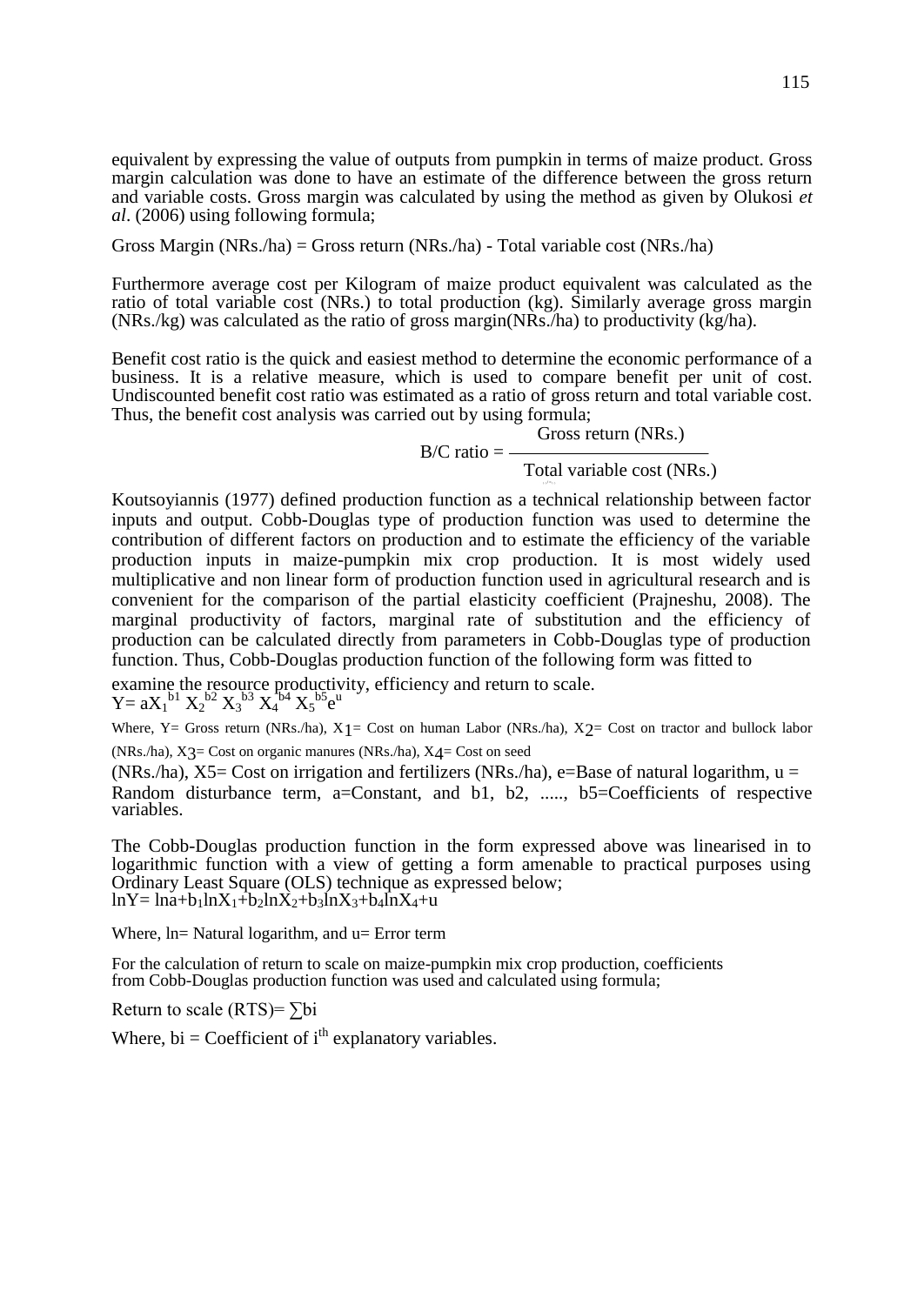equivalent by expressing the value of outputs from pumpkin in terms of maize product. Gross margin calculation was done to have an estimate of the difference between the gross return and variable costs. Gross margin was calculated by using the method as given by Olukosi *et al*. (2006) using following formula;

Gross Margin (NRs./ha) = Gross return (NRs./ha) - Total variable cost (NRs./ha)

Furthermore average cost per Kilogram of maize product equivalent was calculated as the ratio of total variable cost (NRs.) to total production (kg). Similarly average gross margin (NRs./kg) was calculated as the ratio of gross margin(NRs./ha) to productivity (kg/ha).

Benefit cost ratio is the quick and easiest method to determine the economic performance of a business. It is a relative measure, which is used to compare benefit per unit of cost. Undiscounted benefit cost ratio was estimated as a ratio of gross return and total variable cost. Thus, the benefit cost analysis was carried out by using formula;

$$\text{B/C ratio} = \frac{\text{Gross return (NRs.)}}{\text{Total variable cost (NRs.)}}$$

Koutsoyiannis (1977) defined production function as a technical relationship between factor inputs and output. Cobb-Douglas type of production function was used to determine the contribution of different factors on production and to estimate the efficiency of the variable production inputs in maize-pumpkin mix crop production. It is most widely used multiplicative and non linear form of production function used in agricultural research and is convenient for the comparison of the partial elasticity coefficient (Prajneshu, 2008). The marginal productivity of factors, marginal rate of substitution and the efficiency of production can be calculated directly from parameters in Cobb-Douglas type of production function. Thus, Cobb-Douglas production function of the following form was fitted to examine the resource productivity, efficiency and return to scale.

$$Y = aX_1^{b1} X_2^{b2} X_3^{b3} X_4^{b4} X_5^{b5} e^u$$

Where, Y= Gross return (NRs./ha), $X_1$= Cost on human Labor (NRs./ha), $X_2$= Cost on tractor and bullock labor (NRs./ha), $X_3$= Cost on organic manures (NRs./ha), $X_4$= Cost on seed (NRs./ha), $X_5$= Cost on irrigation and fertilizers (NRs./ha), e=Base of natural logarithm, u = Random disturbance term, a=Constant, and b1, b2, ....., b5=Coefficients of respective variables.

The Cobb-Douglas production function in the form expressed above was linearised in to logarithmic function with a view of getting a form amenable to practical purposes using Ordinary Least Square (OLS) technique as expressed below;

$$\ln Y = \ln a + b_1 \ln X_1 + b_2 \ln X_2 + b_3 \ln X_3 + b_4 \ln X_4 + u$$

Where, ln= Natural logarithm, and u= Error term

For the calculation of return to scale on maize-pumpkin mix crop production, coefficients from Cobb-Douglas production function was used and calculated using formula;

Return to scale (RTS)= $\sum bi$

Where, bi = Coefficient of $i^{th}$ explanatory variables.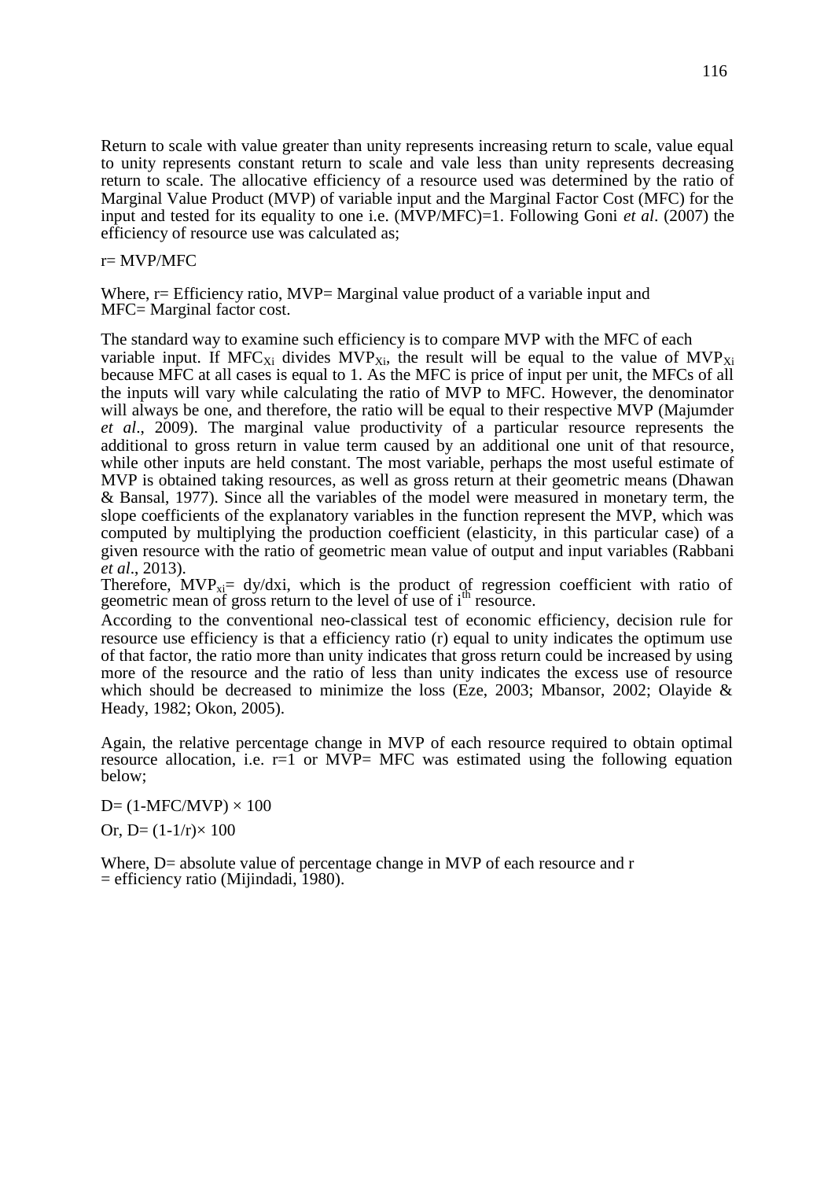Return to scale with value greater than unity represents increasing return to scale, value equal to unity represents constant return to scale and vale less than unity represents decreasing return to scale. The allocative efficiency of a resource used was determined by the ratio of Marginal Value Product (MVP) of variable input and the Marginal Factor Cost (MFC) for the input and tested for its equality to one i.e. (MVP/MFC)=1. Following Goni *et al*. (2007) the efficiency of resource use was calculated as;

r= MVP/MFC

Where, r= Efficiency ratio, MVP= Marginal value product of a variable input and MFC= Marginal factor cost.

The standard way to examine such efficiency is to compare MVP with the MFC of each variable input. If $MFC_{Xi}$ divides $MVP_{Xi}$, the result will be equal to the value of $MVP_{Xi}$ because MFC at all cases is equal to 1. As the MFC is price of input per unit, the MFCs of all the inputs will vary while calculating the ratio of MVP to MFC. However, the denominator will always be one, and therefore, the ratio will be equal to their respective MVP (Majumder *et al*., 2009). The marginal value productivity of a particular resource represents the additional to gross return in value term caused by an additional one unit of that resource, while other inputs are held constant. The most variable, perhaps the most useful estimate of MVP is obtained taking resources, as well as gross return at their geometric means (Dhawan & Bansal, 1977). Since all the variables of the model were measured in monetary term, the slope coefficients of the explanatory variables in the function represent the MVP, which was computed by multiplying the production coefficient (elasticity, in this particular case) of a given resource with the ratio of geometric mean value of output and input variables (Rabbani *et al*., 2013).

Therefore, $MVP_{xi}= dy/dxi$, which is the product of regression coefficient with ratio of geometric mean of gross return to the level of use of $i^{th}$ resource.

According to the conventional neo-classical test of economic efficiency, decision rule for resource use efficiency is that a efficiency ratio (r) equal to unity indicates the optimum use of that factor, the ratio more than unity indicates that gross return could be increased by using more of the resource and the ratio of less than unity indicates the excess use of resource which should be decreased to minimize the loss (Eze, 2003; Mbansor, 2002; Olayide & Heady, 1982; Okon, 2005).

Again, the relative percentage change in MVP of each resource required to obtain optimal resource allocation, i.e. r=1 or MVP= MFC was estimated using the following equation below;

$$D= (1-MFC/MVP) \times 100$$

$$\text{Or, } D= (1-1/r)\times 100$$

Where, D= absolute value of percentage change in MVP of each resource and r = efficiency ratio (Mijindadi, 1980).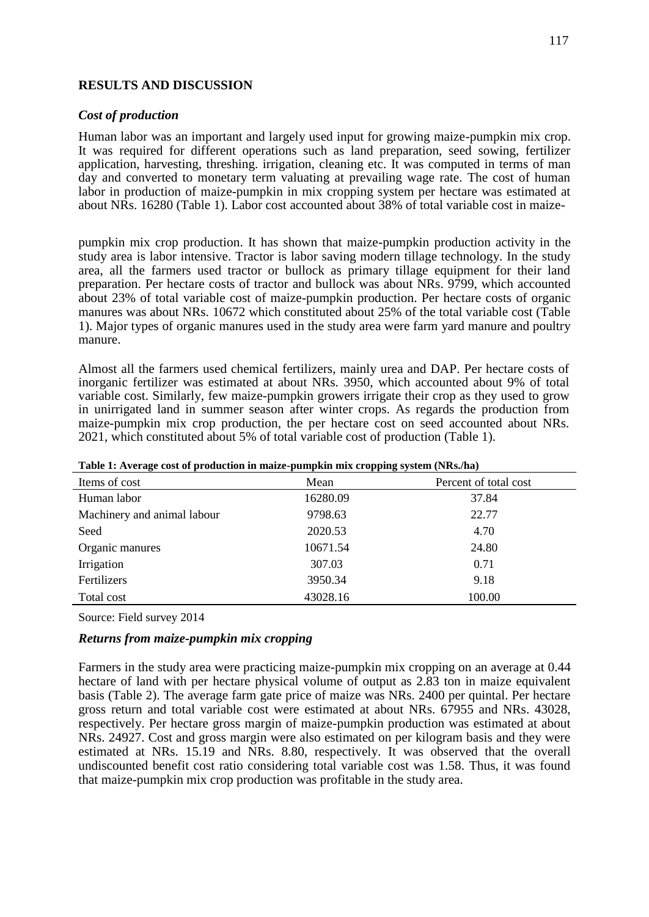## RESULTS AND DISCUSSION

### *Cost of production*

Human labor was an important and largely used input for growing maize-pumpkin mix crop. It was required for different operations such as land preparation, seed sowing, fertilizer application, harvesting, threshing. irrigation, cleaning etc. It was computed in terms of man day and converted to monetary term valuating at prevailing wage rate. The cost of human labor in production of maize-pumpkin in mix cropping system per hectare was estimated at about NRs. 16280 (Table 1). Labor cost accounted about 38% of total variable cost in maize-pumpkin mix crop production. It has shown that maize-pumpkin production activity in the study area is labor intensive. Tractor is labor saving modern tillage technology. In the study area, all the farmers used tractor or bullock as primary tillage equipment for their land preparation. Per hectare costs of tractor and bullock was about NRs. 9799, which accounted about 23% of total variable cost of maize-pumpkin production. Per hectare costs of organic manures was about NRs. 10672 which constituted about 25% of the total variable cost (Table 1). Major types of organic manures used in the study area were farm yard manure and poultry manure.

Almost all the farmers used chemical fertilizers, mainly urea and DAP. Per hectare costs of inorganic fertilizer was estimated at about NRs. 3950, which accounted about 9% of total variable cost. Similarly, few maize-pumpkin growers irrigate their crop as they used to grow in unirrigated land in summer season after winter crops. As regards the production from maize-pumpkin mix crop production, the per hectare cost on seed accounted about NRs. 2021, which constituted about 5% of total variable cost of production (Table 1).

**Table 1: Average cost of production in maize-pumpkin mix cropping system (NRs./ha)**

| Items of cost | Mean | Percent of total cost |
|---|---|---|
| Human labor | 16280.09 | 37.84 |
| Machinery and animal labour | 9798.63 | 22.77 |
| Seed | 2020.53 | 4.70 |
| Organic manures | 10671.54 | 24.80 |
| Irrigation | 307.03 | 0.71 |
| Fertilizers | 3950.34 | 9.18 |
| Total cost | 43028.16 | 100.00 |

Source: Field survey 2014

### *Returns from maize-pumpkin mix cropping*

Farmers in the study area were practicing maize-pumpkin mix cropping on an average at 0.44 hectare of land with per hectare physical volume of output as 2.83 ton in maize equivalent basis (Table 2). The average farm gate price of maize was NRs. 2400 per quintal. Per hectare gross return and total variable cost were estimated at about NRs. 67955 and NRs. 43028, respectively. Per hectare gross margin of maize-pumpkin production was estimated at about NRs. 24927. Cost and gross margin were also estimated on per kilogram basis and they were estimated at NRs. 15.19 and NRs. 8.80, respectively. It was observed that the overall undiscounted benefit cost ratio considering total variable cost was 1.58. Thus, it was found that maize-pumpkin mix crop production was profitable in the study area.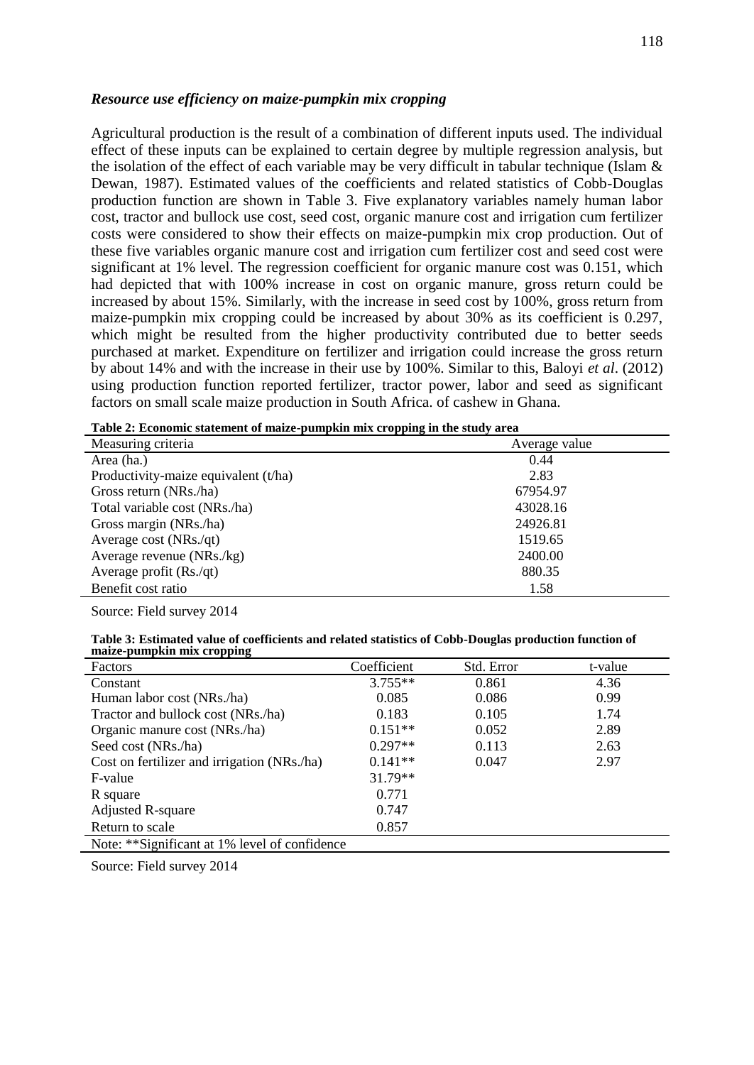### *Resource use efficiency on maize-pumpkin mix cropping*

Agricultural production is the result of a combination of different inputs used. The individual effect of these inputs can be explained to certain degree by multiple regression analysis, but the isolation of the effect of each variable may be very difficult in tabular technique (Islam & Dewan, 1987). Estimated values of the coefficients and related statistics of Cobb-Douglas production function are shown in Table 3. Five explanatory variables namely human labor cost, tractor and bullock use cost, seed cost, organic manure cost and irrigation cum fertilizer costs were considered to show their effects on maize-pumpkin mix crop production. Out of these five variables organic manure cost and irrigation cum fertilizer cost and seed cost were significant at 1% level. The regression coefficient for organic manure cost was 0.151, which had depicted that with 100% increase in cost on organic manure, gross return could be increased by about 15%. Similarly, with the increase in seed cost by 100%, gross return from maize-pumpkin mix cropping could be increased by about 30% as its coefficient is 0.297, which might be resulted from the higher productivity contributed due to better seeds purchased at market. Expenditure on fertilizer and irrigation could increase the gross return by about 14% and with the increase in their use by 100%. Similar to this, Baloyi *et al*. (2012) using production function reported fertilizer, tractor power, labor and seed as significant factors on small scale maize production in South Africa. of cashew in Ghana.

**Table 2: Economic statement of maize-pumpkin mix cropping in the study area**

| Measuring criteria | Average value |
|---|---|
| Area (ha.) | 0.44 |
| Productivity-maize equivalent (t/ha) | 2.83 |
| Gross return (NRs./ha) | 67954.97 |
| Total variable cost (NRs./ha) | 43028.16 |
| Gross margin (NRs./ha) | 24926.81 |
| Average cost (NRs./qt) | 1519.65 |
| Average revenue (NRs./kg) | 2400.00 |
| Average profit (Rs./qt) | 880.35 |
| Benefit cost ratio | 1.58 |

Source: Field survey 2014

**Table 3: Estimated value of coefficients and related statistics of Cobb-Douglas production function of maize-pumpkin mix cropping**

| Factors | Coefficient | Std. Error | t-value |
|---|---|---|---|
| Constant | 3.755** | 0.861 | 4.36 |
| Human labor cost (NRs./ha) | 0.085 | 0.086 | 0.99 |
| Tractor and bullock cost (NRs./ha) | 0.183 | 0.105 | 1.74 |
| Organic manure cost (NRs./ha) | 0.151** | 0.052 | 2.89 |
| Seed cost (NRs./ha) | 0.297** | 0.113 | 2.63 |
| Cost on fertilizer and irrigation (NRs./ha) | 0.141** | 0.047 | 2.97 |
| F-value | 31.79** | | |
| R square | 0.771 | | |
| Adjusted R-square | 0.747 | | |
| Return to scale | 0.857 | | |
| Note: **Significant at 1% level of confidence | | | |

Source: Field survey 2014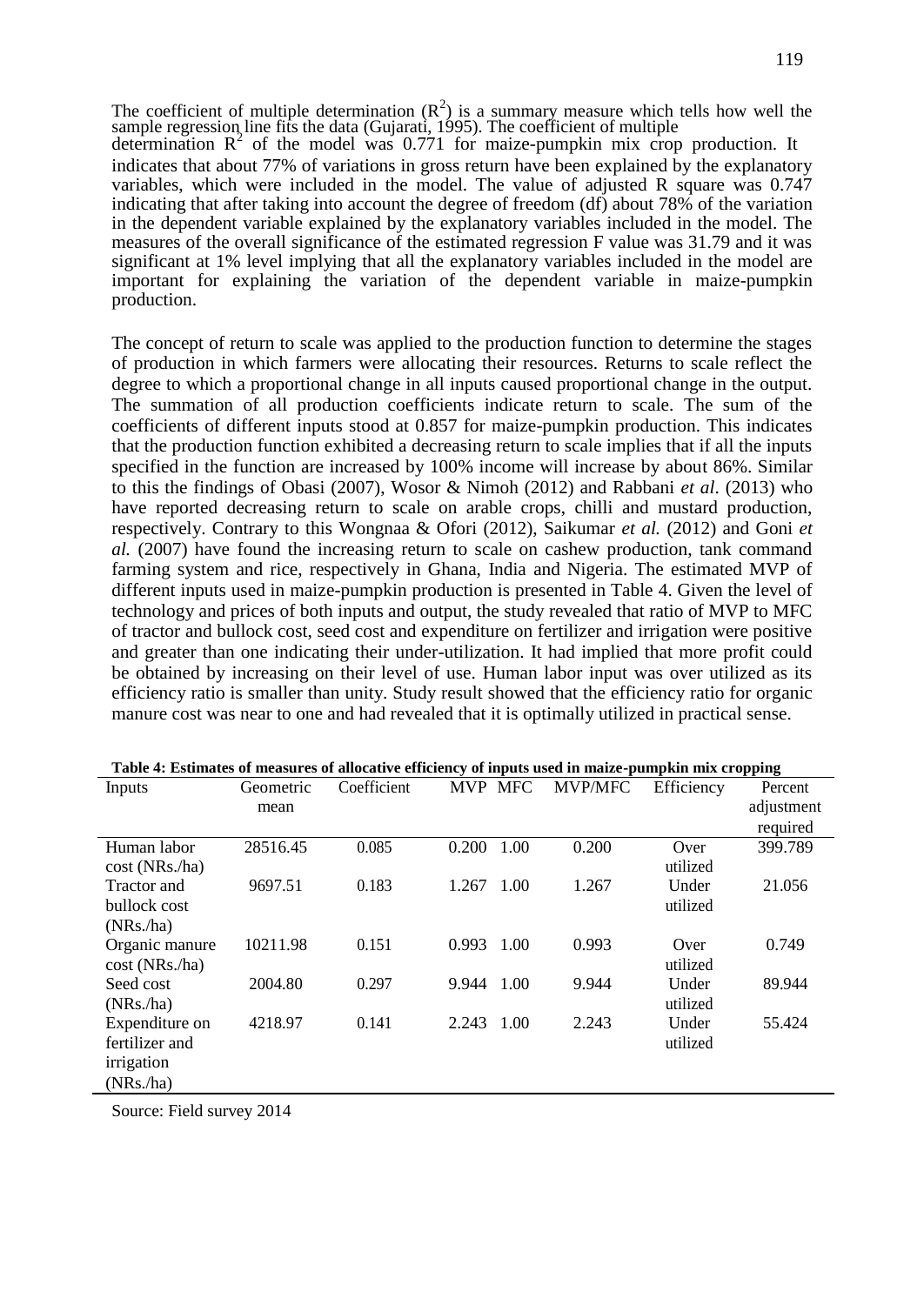The coefficient of multiple determination ($R^2$) is a summary measure which tells how well the sample regression line fits the data (Gujarati, 1995). The coefficient of multiple determination $R^2$ of the model was 0.771 for maize-pumpkin mix crop production. It indicates that about 77% of variations in gross return have been explained by the explanatory variables, which were included in the model. The value of adjusted R square was 0.747 indicating that after taking into account the degree of freedom (df) about 78% of the variation in the dependent variable explained by the explanatory variables included in the model. The measures of the overall significance of the estimated regression F value was 31.79 and it was significant at 1% level implying that all the explanatory variables included in the model are important for explaining the variation of the dependent variable in maize-pumpkin production.

The concept of return to scale was applied to the production function to determine the stages of production in which farmers were allocating their resources. Returns to scale reflect the degree to which a proportional change in all inputs caused proportional change in the output. The summation of all production coefficients indicate return to scale. The sum of the coefficients of different inputs stood at 0.857 for maize-pumpkin production. This indicates that the production function exhibited a decreasing return to scale implies that if all the inputs specified in the function are increased by 100% income will increase by about 86%. Similar to this the findings of Obasi (2007), Wosor & Nimoh (2012) and Rabbani *et al*. (2013) who have reported decreasing return to scale on arable crops, chilli and mustard production, respectively. Contrary to this Wongnaa & Ofori (2012), Saikumar *et al.* (2012) and Goni *et al.* (2007) have found the increasing return to scale on cashew production, tank command farming system and rice, respectively in Ghana, India and Nigeria. The estimated MVP of different inputs used in maize-pumpkin production is presented in Table 4. Given the level of technology and prices of both inputs and output, the study revealed that ratio of MVP to MFC of tractor and bullock cost, seed cost and expenditure on fertilizer and irrigation were positive and greater than one indicating their under-utilization. It had implied that more profit could be obtained by increasing on their level of use. Human labor input was over utilized as its efficiency ratio is smaller than unity. Study result showed that the efficiency ratio for organic manure cost was near to one and had revealed that it is optimally utilized in practical sense.

**Table 4: Estimates of measures of allocative efficiency of inputs used in maize-pumpkin mix cropping**

| Inputs | Geometric mean | Coefficient | MVP | MFC | MVP/MFC | Efficiency | Percent adjustment required |
|---|---|---|---|---|---|---|---|
| Human labor cost (NRs./ha) | 28516.45 | 0.085 | 0.200 | 1.00 | 0.200 | Over utilized | 399.789 |
| Tractor and bullock cost (NRs./ha) | 9697.51 | 0.183 | 1.267 | 1.00 | 1.267 | Under utilized | 21.056 |
| Organic manure cost (NRs./ha) | 10211.98 | 0.151 | 0.993 | 1.00 | 0.993 | Over utilized | 0.749 |
| Seed cost (NRs./ha) | 2004.80 | 0.297 | 9.944 | 1.00 | 9.944 | Under utilized | 89.944 |
| Expenditure on fertilizer and irrigation (NRs./ha) | 4218.97 | 0.141 | 2.243 | 1.00 | 2.243 | Under utilized | 55.424 |

Source: Field survey 2014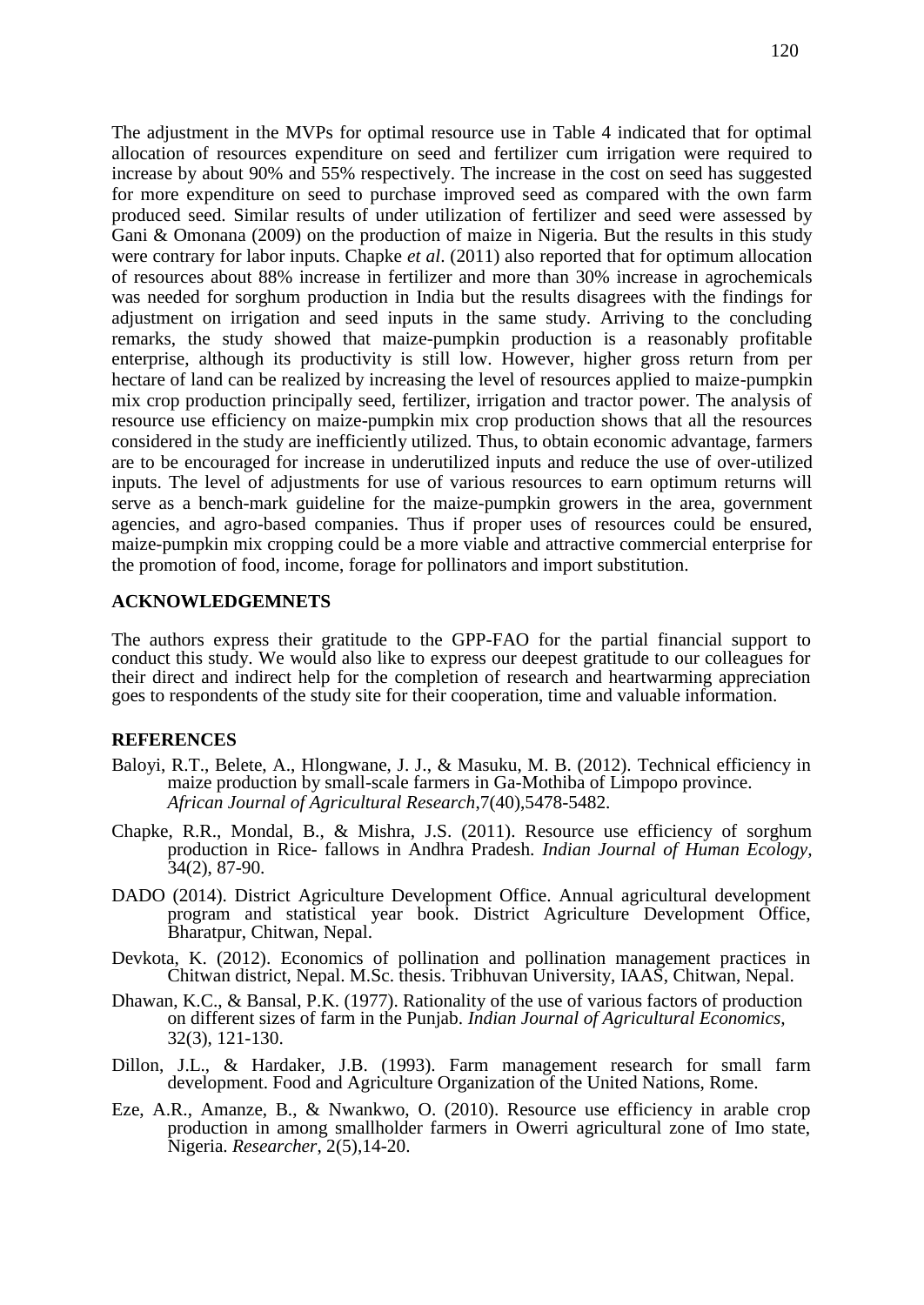The adjustment in the MVPs for optimal resource use in Table 4 indicated that for optimal allocation of resources expenditure on seed and fertilizer cum irrigation were required to increase by about 90% and 55% respectively. The increase in the cost on seed has suggested for more expenditure on seed to purchase improved seed as compared with the own farm produced seed. Similar results of under utilization of fertilizer and seed were assessed by Gani & Omonana (2009) on the production of maize in Nigeria. But the results in this study were contrary for labor inputs. Chapke *et al*. (2011) also reported that for optimum allocation of resources about 88% increase in fertilizer and more than 30% increase in agrochemicals was needed for sorghum production in India but the results disagrees with the findings for adjustment on irrigation and seed inputs in the same study. Arriving to the concluding remarks, the study showed that maize-pumpkin production is a reasonably profitable enterprise, although its productivity is still low. However, higher gross return from per hectare of land can be realized by increasing the level of resources applied to maize-pumpkin mix crop production principally seed, fertilizer, irrigation and tractor power. The analysis of resource use efficiency on maize-pumpkin mix crop production shows that all the resources considered in the study are inefficiently utilized. Thus, to obtain economic advantage, farmers are to be encouraged for increase in underutilized inputs and reduce the use of over-utilized inputs. The level of adjustments for use of various resources to earn optimum returns will serve as a bench-mark guideline for the maize-pumpkin growers in the area, government agencies, and agro-based companies. Thus if proper uses of resources could be ensured, maize-pumpkin mix cropping could be a more viable and attractive commercial enterprise for the promotion of food, income, forage for pollinators and import substitution.

## ACKNOWLEDGEMNETS

The authors express their gratitude to the GPP-FAO for the partial financial support to conduct this study. We would also like to express our deepest gratitude to our colleagues for their direct and indirect help for the completion of research and heartwarming appreciation goes to respondents of the study site for their cooperation, time and valuable information.

## REFERENCES

Baloyi, R.T., Belete, A., Hlongwane, J. J., & Masuku, M. B. (2012). Technical efficiency in maize production by small-scale farmers in Ga-Mothiba of Limpopo province. *African Journal of Agricultural Research*,7(40),5478-5482.

Chapke, R.R., Mondal, B., & Mishra, J.S. (2011). Resource use efficiency of sorghum production in Rice- fallows in Andhra Pradesh. *Indian Journal of Human Ecology,* 34(2), 87-90.

DADO (2014). District Agriculture Development Office. Annual agricultural development program and statistical year book. District Agriculture Development Office, Bharatpur, Chitwan, Nepal.

Devkota, K. (2012). Economics of pollination and pollination management practices in Chitwan district, Nepal. M.Sc. thesis. Tribhuvan University, IAAS, Chitwan, Nepal.

Dhawan, K.C., & Bansal, P.K. (1977). Rationality of the use of various factors of production on different sizes of farm in the Punjab. *Indian Journal of Agricultural Economics,* 32(3), 121-130.

Dillon, J.L., & Hardaker, J.B. (1993). Farm management research for small farm development. Food and Agriculture Organization of the United Nations, Rome.

Eze, A.R., Amanze, B., & Nwankwo, O. (2010). Resource use efficiency in arable crop production in among smallholder farmers in Owerri agricultural zone of Imo state, Nigeria. *Researcher*, 2(5),14-20.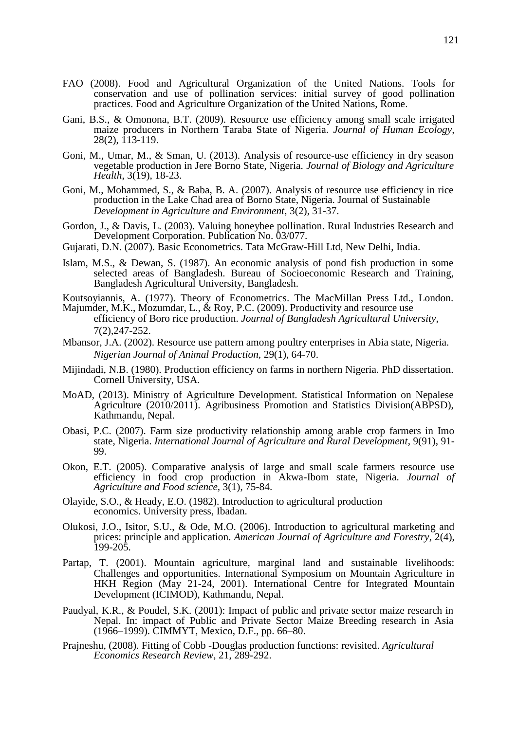FAO (2008). Food and Agricultural Organization of the United Nations. Tools for conservation and use of pollination services: initial survey of good pollination practices. Food and Agriculture Organization of the United Nations, Rome.

Gani, B.S., & Omonona, B.T. (2009). Resource use efficiency among small scale irrigated maize producers in Northern Taraba State of Nigeria. *Journal of Human Ecology*, 28(2), 113-119.

Goni, M., Umar, M., & Sman, U. (2013). Analysis of resource-use efficiency in dry season vegetable production in Jere Borno State, Nigeria. *Journal of Biology and Agriculture Health*, 3(19), 18-23.

Goni, M., Mohammed, S., & Baba, B. A. (2007). Analysis of resource use efficiency in rice production in the Lake Chad area of Borno State, Nigeria. Journal of Sustainable *Development in Agriculture and Environment*, 3(2), 31-37.

Gordon, J., & Davis, L. (2003). Valuing honeybee pollination. Rural Industries Research and Development Corporation. Publication No. 03/077.

Gujarati, D.N. (2007). Basic Econometrics. Tata McGraw-Hill Ltd, New Delhi, India.

Islam, M.S., & Dewan, S. (1987). An economic analysis of pond fish production in some selected areas of Bangladesh. Bureau of Socioeconomic Research and Training, Bangladesh Agricultural University, Bangladesh.

Koutsoyiannis, A. (1977). Theory of Econometrics. The MacMillan Press Ltd., London.

Majumder, M.K., Mozumdar, L., & Roy, P.C. (2009). Productivity and resource use efficiency of Boro rice production. *Journal of Bangladesh Agricultural University*, 7(2),247-252.

Mbansor, J.A. (2002). Resource use pattern among poultry enterprises in Abia state, Nigeria. *Nigerian Journal of Animal Production*, 29(1), 64-70.

Mijindadi, N.B. (1980). Production efficiency on farms in northern Nigeria. PhD dissertation. Cornell University, USA.

MoAD, (2013). Ministry of Agriculture Development. Statistical Information on Nepalese Agriculture (2010/2011). Agribusiness Promotion and Statistics Division(ABPSD), Kathmandu, Nepal.

Obasi, P.C. (2007). Farm size productivity relationship among arable crop farmers in Imo state, Nigeria. *International Journal of Agriculture and Rural Development*, 9(91), 91-99.

Okon, E.T. (2005). Comparative analysis of large and small scale farmers resource use efficiency in food crop production in Akwa-Ibom state, Nigeria. *Journal of Agriculture and Food science*, 3(1), 75-84.

Olayide, S.O., & Heady, E.O. (1982). Introduction to agricultural production economics. University press, Ibadan.

Olukosi, J.O., Isitor, S.U., & Ode, M.O. (2006). Introduction to agricultural marketing and prices: principle and application. *American Journal of Agriculture and Forestry*, 2(4), 199-205.

Partap, T. (2001). Mountain agriculture, marginal land and sustainable livelihoods: Challenges and opportunities. International Symposium on Mountain Agriculture in HKH Region (May 21-24, 2001). International Centre for Integrated Mountain Development (ICIMOD), Kathmandu, Nepal.

Paudyal, K.R., & Poudel, S.K. (2001): Impact of public and private sector maize research in Nepal. In: impact of Public and Private Sector Maize Breeding research in Asia (1966–1999). CIMMYT, Mexico, D.F., pp. 66–80.

Prajneshu, (2008). Fitting of Cobb -Douglas production functions: revisited. *Agricultural Economics Research Review*, 21, 289-292.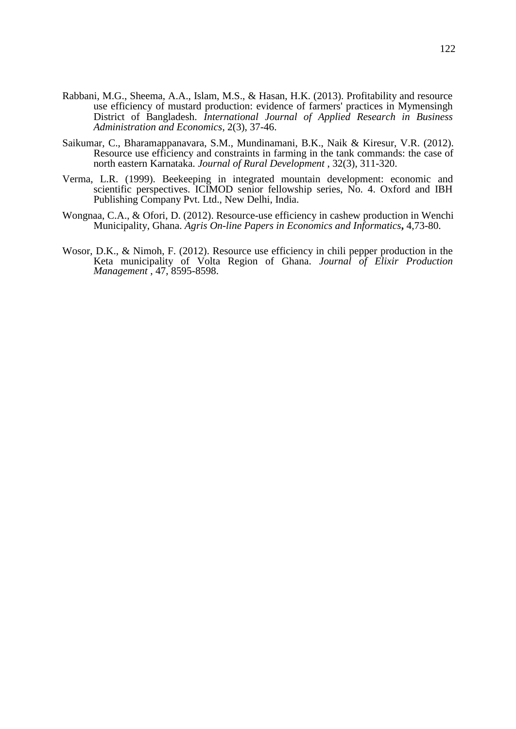Rabbani, M.G., Sheema, A.A., Islam, M.S., & Hasan, H.K. (2013). Profitability and resource use efficiency of mustard production: evidence of farmers' practices in Mymensingh District of Bangladesh. *International Journal of Applied Research in Business Administration and Economics*, 2(3), 37-46.

Saikumar, C., Bharamappanavara, S.M., Mundinamani, B.K., Naik & Kiresur, V.R. (2012). Resource use efficiency and constraints in farming in the tank commands: the case of north eastern Karnataka. *Journal of Rural Development* , 32(3), 311-320.

Verma, L.R. (1999). Beekeeping in integrated mountain development: economic and scientific perspectives. ICIMOD senior fellowship series, No. 4. Oxford and IBH Publishing Company Pvt. Ltd., New Delhi, India.

Wongnaa, C.A., & Ofori, D. (2012). Resource-use efficiency in cashew production in Wenchi Municipality, Ghana. *Agris On-line Papers in Economics and Informatics*, 4,73-80.

Wosor, D.K., & Nimoh, F. (2012). Resource use efficiency in chili pepper production in the Keta municipality of Volta Region of Ghana. *Journal of Elixir Production Management* , 47, 8595-8598.